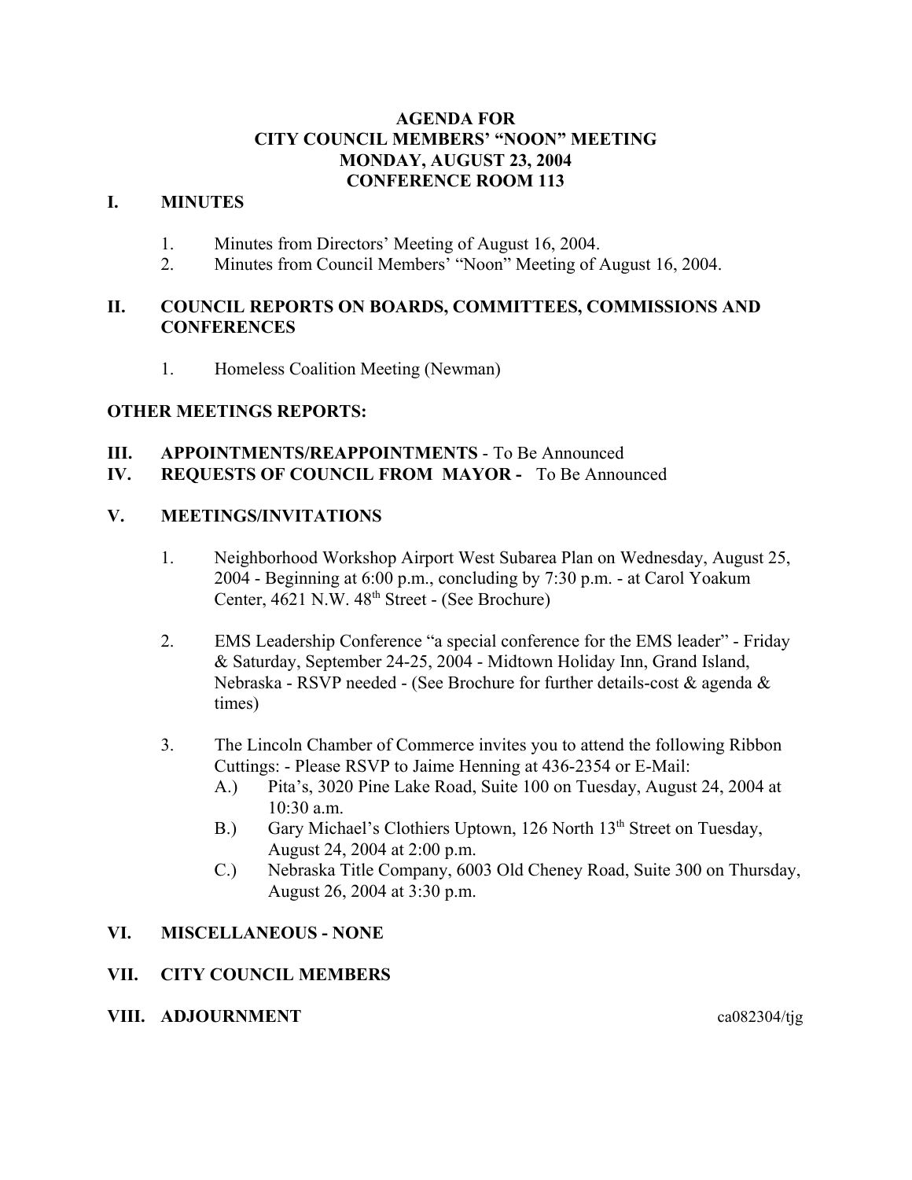# AGENDA FOR
# CITY COUNCIL MEMBERS' "NOON" MEETING
# MONDAY, AUGUST 23, 2004
# CONFERENCE ROOM 113

## I. MINUTES

1. Minutes from Directors' Meeting of August 16, 2004.
2. Minutes from Council Members' "Noon" Meeting of August 16, 2004.

## II. COUNCIL REPORTS ON BOARDS, COMMITTEES, COMMISSIONS AND CONFERENCES

1. Homeless Coalition Meeting (Newman)

**OTHER MEETINGS REPORTS:**

## III. APPOINTMENTS/REAPPOINTMENTS - To Be Announced

## IV. REQUESTS OF COUNCIL FROM MAYOR - To Be Announced

## V. MEETINGS/INVITATIONS

1. Neighborhood Workshop Airport West Subarea Plan on Wednesday, August 25, 2004 - Beginning at 6:00 p.m., concluding by 7:30 p.m. - at Carol Yoakum Center, 4621 N.W. 48th Street - (See Brochure)

2. EMS Leadership Conference "a special conference for the EMS leader" - Friday & Saturday, September 24-25, 2004 - Midtown Holiday Inn, Grand Island, Nebraska - RSVP needed - (See Brochure for further details-cost & agenda & times)

3. The Lincoln Chamber of Commerce invites you to attend the following Ribbon Cuttings: - Please RSVP to Jaime Henning at 436-2354 or E-Mail:
   - A.) Pita's, 3020 Pine Lake Road, Suite 100 on Tuesday, August 24, 2004 at 10:30 a.m.
   - B.) Gary Michael's Clothiers Uptown, 126 North 13th Street on Tuesday, August 24, 2004 at 2:00 p.m.
   - C.) Nebraska Title Company, 6003 Old Cheney Road, Suite 300 on Thursday, August 26, 2004 at 3:30 p.m.

## VI. MISCELLANEOUS - NONE

## VII. CITY COUNCIL MEMBERS

## VIII. ADJOURNMENT

ca082304/tjg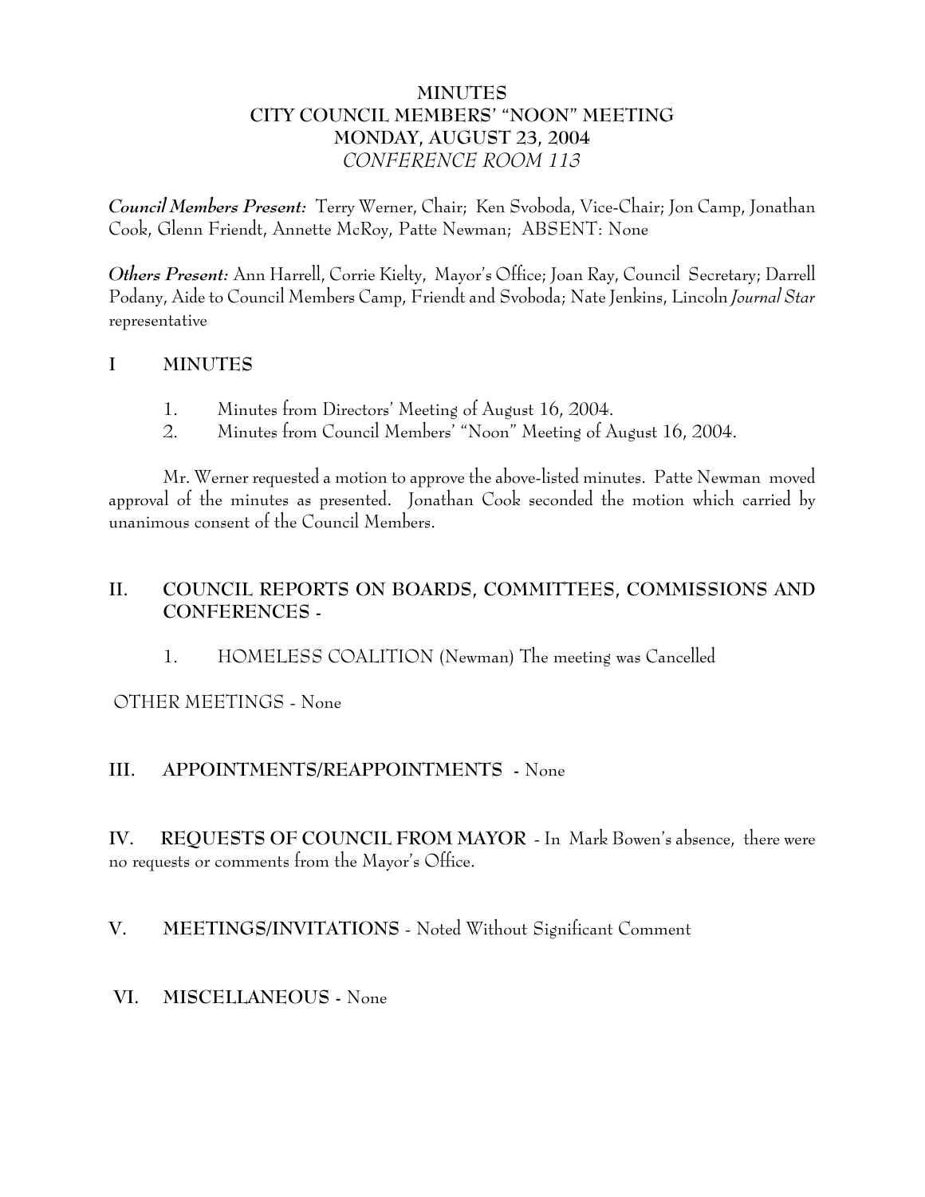# MINUTES
# CITY COUNCIL MEMBERS' "NOON" MEETING
# MONDAY, AUGUST 23, 2004
*CONFERENCE ROOM 113*

***Council Members Present:*** Terry Werner, Chair; Ken Svoboda, Vice-Chair; Jon Camp, Jonathan Cook, Glenn Friendt, Annette McRoy, Patte Newman; ABSENT: None

***Others Present:*** Ann Harrell, Corrie Kielty, Mayor's Office; Joan Ray, Council Secretary; Darrell Podany, Aide to Council Members Camp, Friendt and Svoboda; Nate Jenkins, Lincoln *Journal Star* representative

## I MINUTES

1. Minutes from Directors' Meeting of August 16, 2004.
2. Minutes from Council Members' "Noon" Meeting of August 16, 2004.

Mr. Werner requested a motion to approve the above-listed minutes. Patte Newman moved approval of the minutes as presented. Jonathan Cook seconded the motion which carried by unanimous consent of the Council Members.

## II. COUNCIL REPORTS ON BOARDS, COMMITTEES, COMMISSIONS AND CONFERENCES -

1. HOMELESS COALITION (Newman) The meeting was Cancelled

OTHER MEETINGS - None

## III. APPOINTMENTS/REAPPOINTMENTS - None

**IV. REQUESTS OF COUNCIL FROM MAYOR** - In Mark Bowen's absence, there were no requests or comments from the Mayor's Office.

## V. MEETINGS/INVITATIONS - Noted Without Significant Comment

## VI. MISCELLANEOUS - None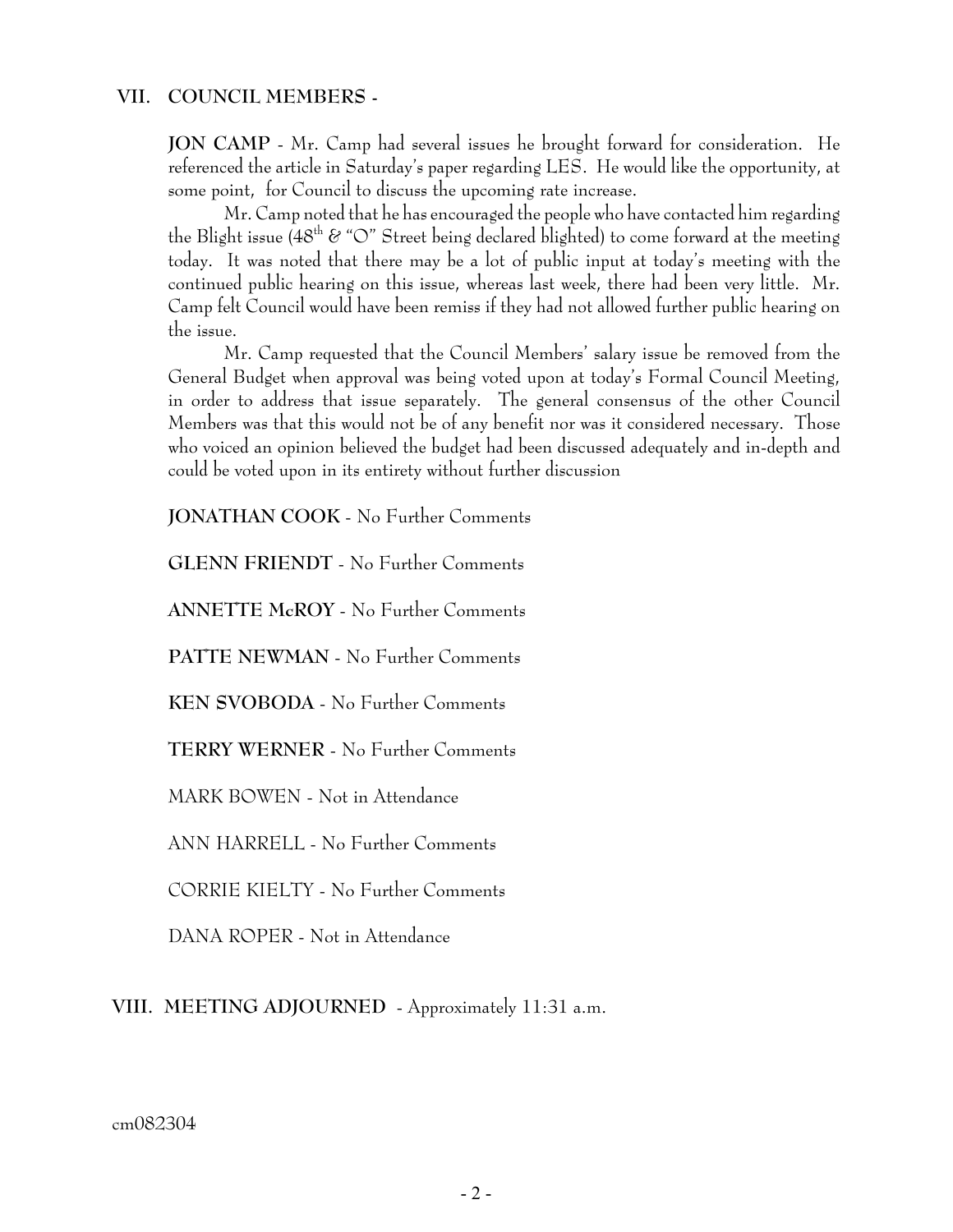## VII. COUNCIL MEMBERS -

**JON CAMP** - Mr. Camp had several issues he brought forward for consideration. He referenced the article in Saturday's paper regarding LES. He would like the opportunity, at some point, for Council to discuss the upcoming rate increase.

Mr. Camp noted that he has encouraged the people who have contacted him regarding the Blight issue (48th & "O" Street being declared blighted) to come forward at the meeting today. It was noted that there may be a lot of public input at today's meeting with the continued public hearing on this issue, whereas last week, there had been very little. Mr. Camp felt Council would have been remiss if they had not allowed further public hearing on the issue.

Mr. Camp requested that the Council Members' salary issue be removed from the General Budget when approval was being voted upon at today's Formal Council Meeting, in order to address that issue separately. The general consensus of the other Council Members was that this would not be of any benefit nor was it considered necessary. Those who voiced an opinion believed the budget had been discussed adequately and in-depth and could be voted upon in its entirety without further discussion

**JONATHAN COOK** - No Further Comments

**GLENN FRIENDT** - No Further Comments

**ANNETTE McROY** - No Further Comments

**PATTE NEWMAN** - No Further Comments

**KEN SVOBODA** - No Further Comments

**TERRY WERNER** - No Further Comments

MARK BOWEN - Not in Attendance

ANN HARRELL - No Further Comments

CORRIE KIELTY - No Further Comments

DANA ROPER - Not in Attendance

## VIII. MEETING ADJOURNED - Approximately 11:31 a.m.

cm082304